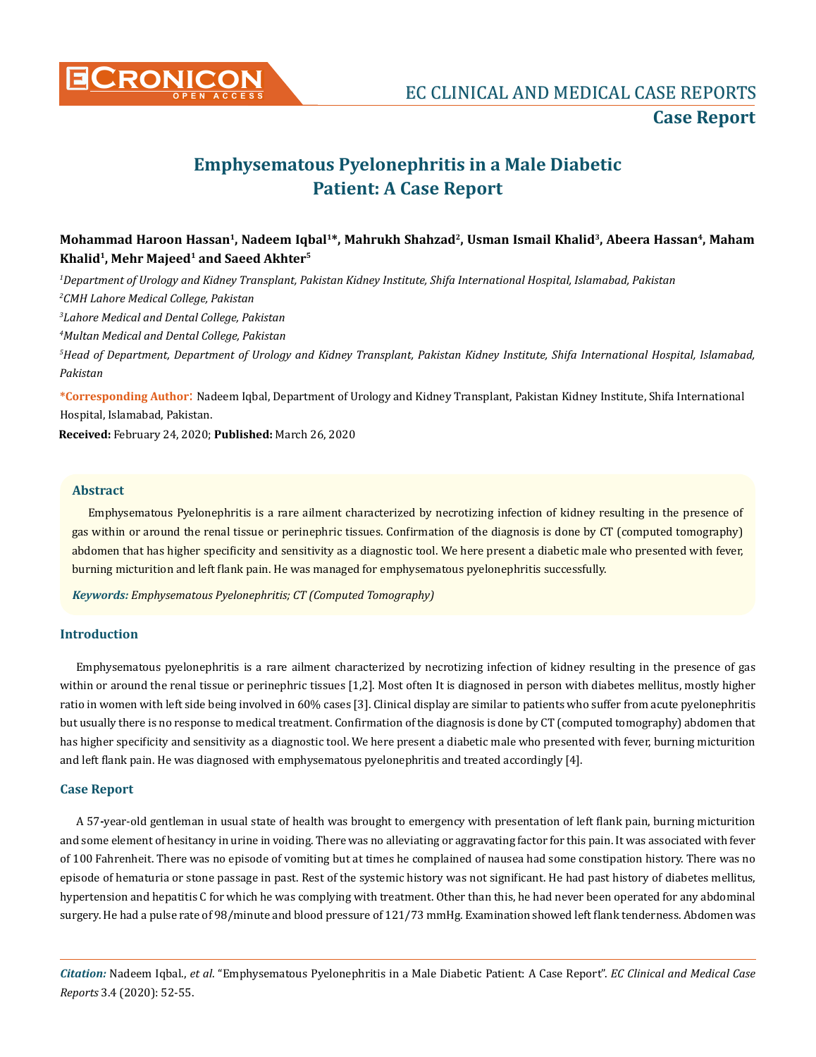# Emphysematous Pyelonephritis in a Male Diabetic Patient: A Case Report

**Mohammad Haroon Hassan[1], Nadeem Iqbal[1]*, Mahrukh Shahzad[2], Usman Ismail Khalid[3], Abeera Hassan[4], Maham Khalid[1], Mehr Majeed[1] and Saeed Akhter[5]**

*[1]Department of Urology and Kidney Transplant, Pakistan Kidney Institute, Shifa International Hospital, Islamabad, Pakistan*

*[2]CMH Lahore Medical College, Pakistan*

*[3]Lahore Medical and Dental College, Pakistan*

*[4]Multan Medical and Dental College, Pakistan*

*[5]Head of Department, Department of Urology and Kidney Transplant, Pakistan Kidney Institute, Shifa International Hospital, Islamabad, Pakistan*

**\*Corresponding Author**: Nadeem Iqbal, Department of Urology and Kidney Transplant, Pakistan Kidney Institute, Shifa International Hospital, Islamabad, Pakistan.

**Received:** February 24, 2020; **Published:** March 26, 2020

## Abstract

Emphysematous Pyelonephritis is a rare ailment characterized by necrotizing infection of kidney resulting in the presence of gas within or around the renal tissue or perinephric tissues. Confirmation of the diagnosis is done by CT (computed tomography) abdomen that has higher specificity and sensitivity as a diagnostic tool. We here present a diabetic male who presented with fever, burning micturition and left flank pain. He was managed for emphysematous pyelonephritis successfully.

***Keywords:*** *Emphysematous Pyelonephritis; CT (Computed Tomography)*

## Introduction

Emphysematous pyelonephritis is a rare ailment characterized by necrotizing infection of kidney resulting in the presence of gas within or around the renal tissue or perinephric tissues [1,2]. Most often It is diagnosed in person with diabetes mellitus, mostly higher ratio in women with left side being involved in 60% cases [3]. Clinical display are similar to patients who suffer from acute pyelonephritis but usually there is no response to medical treatment. Confirmation of the diagnosis is done by CT (computed tomography) abdomen that has higher specificity and sensitivity as a diagnostic tool. We here present a diabetic male who presented with fever, burning micturition and left flank pain. He was diagnosed with emphysematous pyelonephritis and treated accordingly [4].

## Case Report

A 57-year-old gentleman in usual state of health was brought to emergency with presentation of left flank pain, burning micturition and some element of hesitancy in urine in voiding. There was no alleviating or aggravating factor for this pain. It was associated with fever of 100 Fahrenheit. There was no episode of vomiting but at times he complained of nausea had some constipation history. There was no episode of hematuria or stone passage in past. Rest of the systemic history was not significant. He had past history of diabetes mellitus, hypertension and hepatitis C for which he was complying with treatment. Other than this, he had never been operated for any abdominal surgery. He had a pulse rate of 98/minute and blood pressure of 121/73 mmHg. Examination showed left flank tenderness. Abdomen was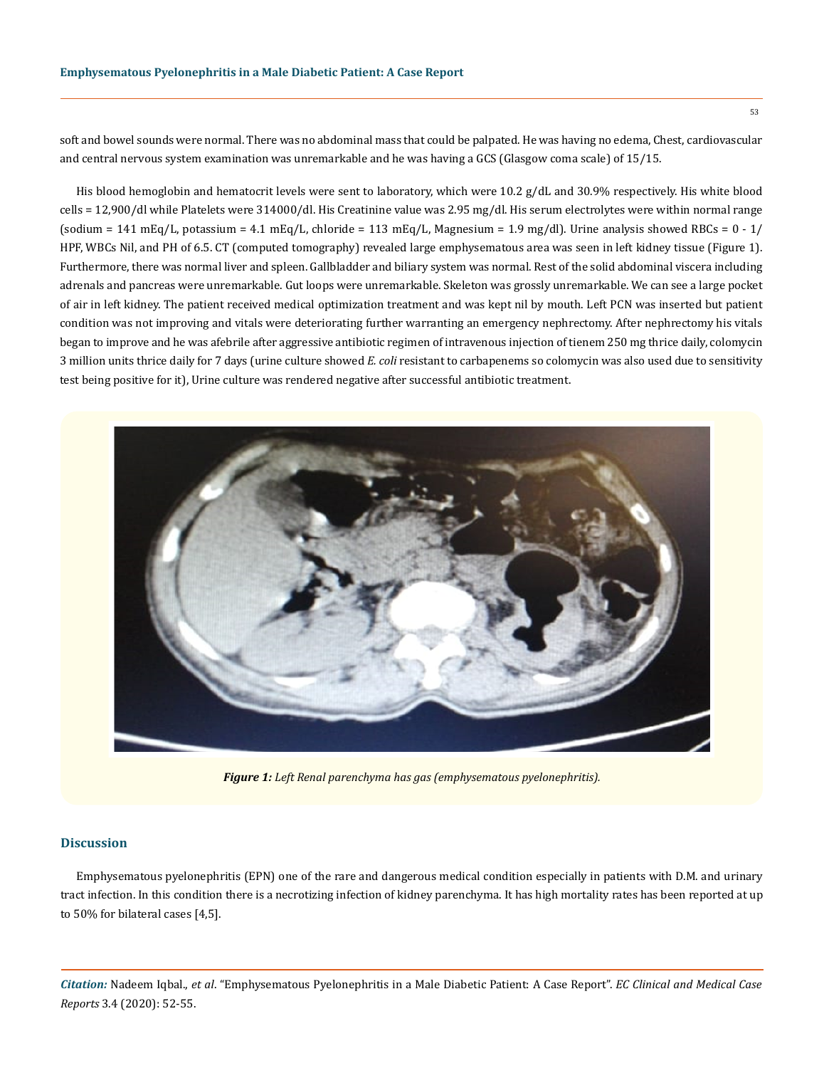soft and bowel sounds were normal. There was no abdominal mass that could be palpated. He was having no edema, Chest, cardiovascular and central nervous system examination was unremarkable and he was having a GCS (Glasgow coma scale) of 15/15.

His blood hemoglobin and hematocrit levels were sent to laboratory, which were 10.2 g/dL and 30.9% respectively. His white blood cells = 12,900/dl while Platelets were 314000/dl. His Creatinine value was 2.95 mg/dl. His serum electrolytes were within normal range (sodium = 141 mEq/L, potassium = 4.1 mEq/L, chloride = 113 mEq/L, Magnesium = 1.9 mg/dl). Urine analysis showed RBCs = 0 - 1/ HPF, WBCs Nil, and PH of 6.5. CT (computed tomography) revealed large emphysematous area was seen in left kidney tissue (Figure 1). Furthermore, there was normal liver and spleen. Gallbladder and biliary system was normal. Rest of the solid abdominal viscera including adrenals and pancreas were unremarkable. Gut loops were unremarkable. Skeleton was grossly unremarkable. We can see a large pocket of air in left kidney. The patient received medical optimization treatment and was kept nil by mouth. Left PCN was inserted but patient condition was not improving and vitals were deteriorating further warranting an emergency nephrectomy. After nephrectomy his vitals began to improve and he was afebrile after aggressive antibiotic regimen of intravenous injection of tienem 250 mg thrice daily, colomycin 3 million units thrice daily for 7 days (urine culture showed *E. coli* resistant to carbapenems so colomycin was also used due to sensitivity test being positive for it), Urine culture was rendered negative after successful antibiotic treatment.

***Figure 1:*** *Left Renal parenchyma has gas (emphysematous pyelonephritis).*

## Discussion

Emphysematous pyelonephritis (EPN) one of the rare and dangerous medical condition especially in patients with D.M. and urinary tract infection. In this condition there is a necrotizing infection of kidney parenchyma. It has high mortality rates has been reported at up to 50% for bilateral cases [4,5].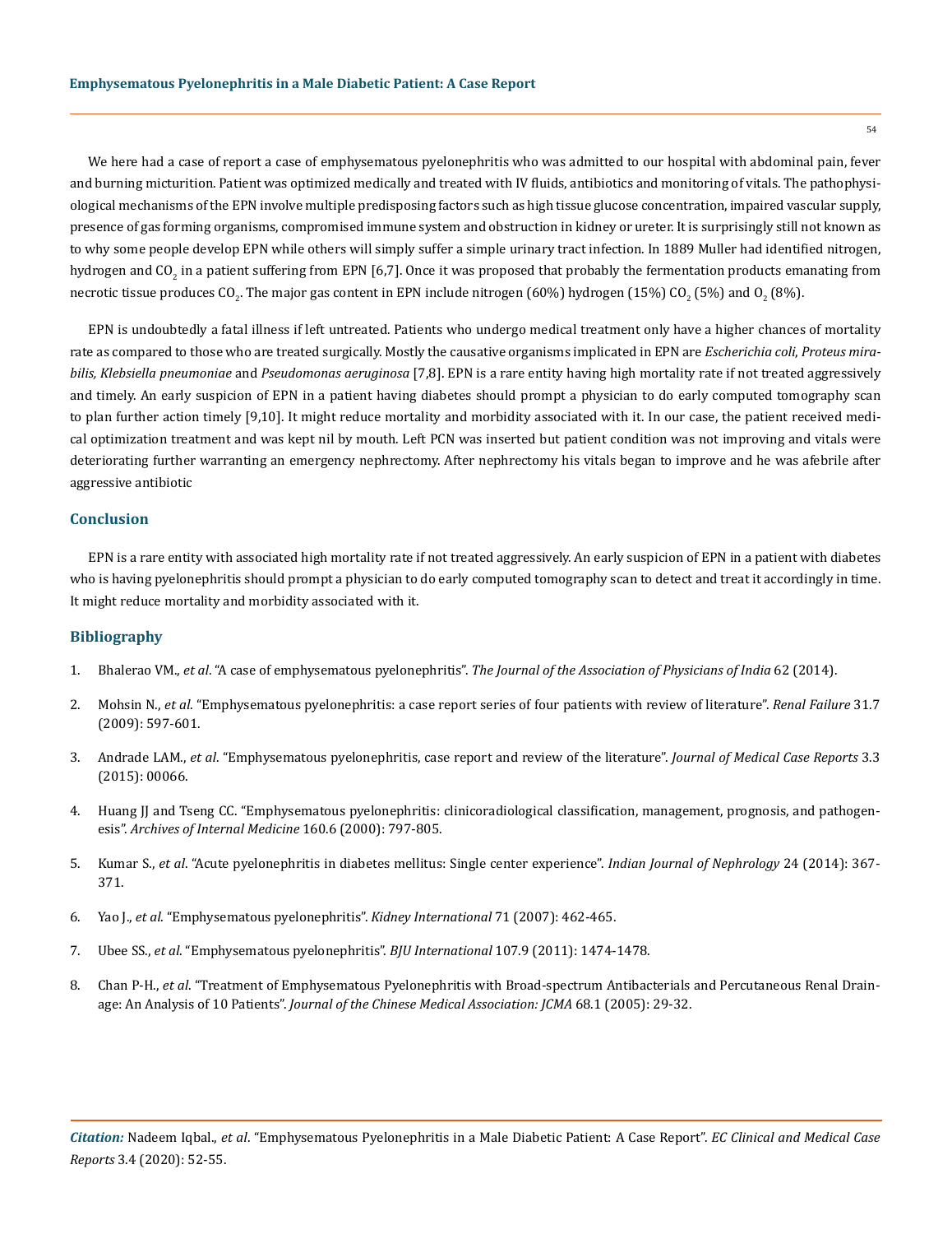We here had a case of report a case of emphysematous pyelonephritis who was admitted to our hospital with abdominal pain, fever and burning micturition. Patient was optimized medically and treated with IV fluids, antibiotics and monitoring of vitals. The pathophysiological mechanisms of the EPN involve multiple predisposing factors such as high tissue glucose concentration, impaired vascular supply, presence of gas forming organisms, compromised immune system and obstruction in kidney or ureter. It is surprisingly still not known as to why some people develop EPN while others will simply suffer a simple urinary tract infection. In 1889 Muller had identified nitrogen, hydrogen and $CO_2$ in a patient suffering from EPN [6,7]. Once it was proposed that probably the fermentation products emanating from necrotic tissue produces $CO_2$. The major gas content in EPN include nitrogen (60%) hydrogen (15%) $CO_2$ (5%) and $O_2$ (8%).

EPN is undoubtedly a fatal illness if left untreated. Patients who undergo medical treatment only have a higher chances of mortality rate as compared to those who are treated surgically. Mostly the causative organisms implicated in EPN are *Escherichia coli*, *Proteus mirabilis, Klebsiella pneumoniae* and *Pseudomonas aeruginosa* [7,8]. EPN is a rare entity having high mortality rate if not treated aggressively and timely. An early suspicion of EPN in a patient having diabetes should prompt a physician to do early computed tomography scan to plan further action timely [9,10]. It might reduce mortality and morbidity associated with it. In our case, the patient received medical optimization treatment and was kept nil by mouth. Left PCN was inserted but patient condition was not improving and vitals were deteriorating further warranting an emergency nephrectomy. After nephrectomy his vitals began to improve and he was afebrile after aggressive antibiotic

## Conclusion

EPN is a rare entity with associated high mortality rate if not treated aggressively. An early suspicion of EPN in a patient with diabetes who is having pyelonephritis should prompt a physician to do early computed tomography scan to detect and treat it accordingly in time. It might reduce mortality and morbidity associated with it.

## Bibliography

1. Bhalerao VM., *et al*. "A case of emphysematous pyelonephritis". *The Journal of the Association of Physicians of India* 62 (2014).
2. Mohsin N., *et al*. "Emphysematous pyelonephritis: a case report series of four patients with review of literature". *Renal Failure* 31.7 (2009): 597-601.
3. Andrade LAM., *et al*. "Emphysematous pyelonephritis, case report and review of the literature". *Journal of Medical Case Reports* 3.3 (2015): 00066.
4. Huang JJ and Tseng CC. "Emphysematous pyelonephritis: clinicoradiological classification, management, prognosis, and pathogenesis". *Archives of Internal Medicine* 160.6 (2000): 797-805.
5. Kumar S., *et al*. "Acute pyelonephritis in diabetes mellitus: Single center experience". *Indian Journal of Nephrology* 24 (2014): 367-371.
6. Yao J., *et al*. "Emphysematous pyelonephritis". *Kidney International* 71 (2007): 462-465.
7. Ubee SS., *et al*. "Emphysematous pyelonephritis". *BJU International* 107.9 (2011): 1474-1478.
8. Chan P-H., *et al*. "Treatment of Emphysematous Pyelonephritis with Broad-spectrum Antibacterials and Percutaneous Renal Drainage: An Analysis of 10 Patients". *Journal of the Chinese Medical Association: JCMA* 68.1 (2005): 29-32.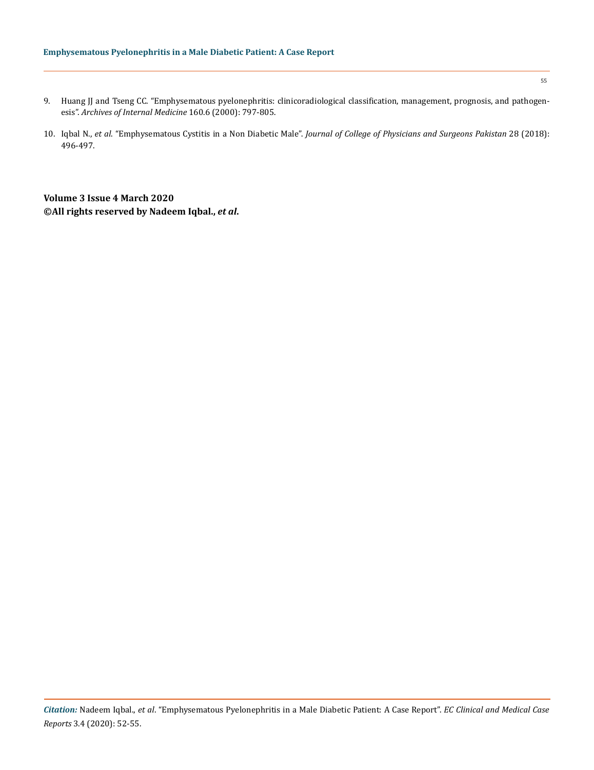9. Huang JJ and Tseng CC. "Emphysematous pyelonephritis: clinicoradiological classification, management, prognosis, and pathogenesis". *Archives of Internal Medicine* 160.6 (2000): 797-805.

10. Iqbal N., *et al*. "Emphysematous Cystitis in a Non Diabetic Male". *Journal of College of Physicians and Surgeons Pakistan* 28 (2018): 496-497.

**Volume 3 Issue 4 March 2020**
**©All rights reserved by Nadeem Iqbal., *et al*.**